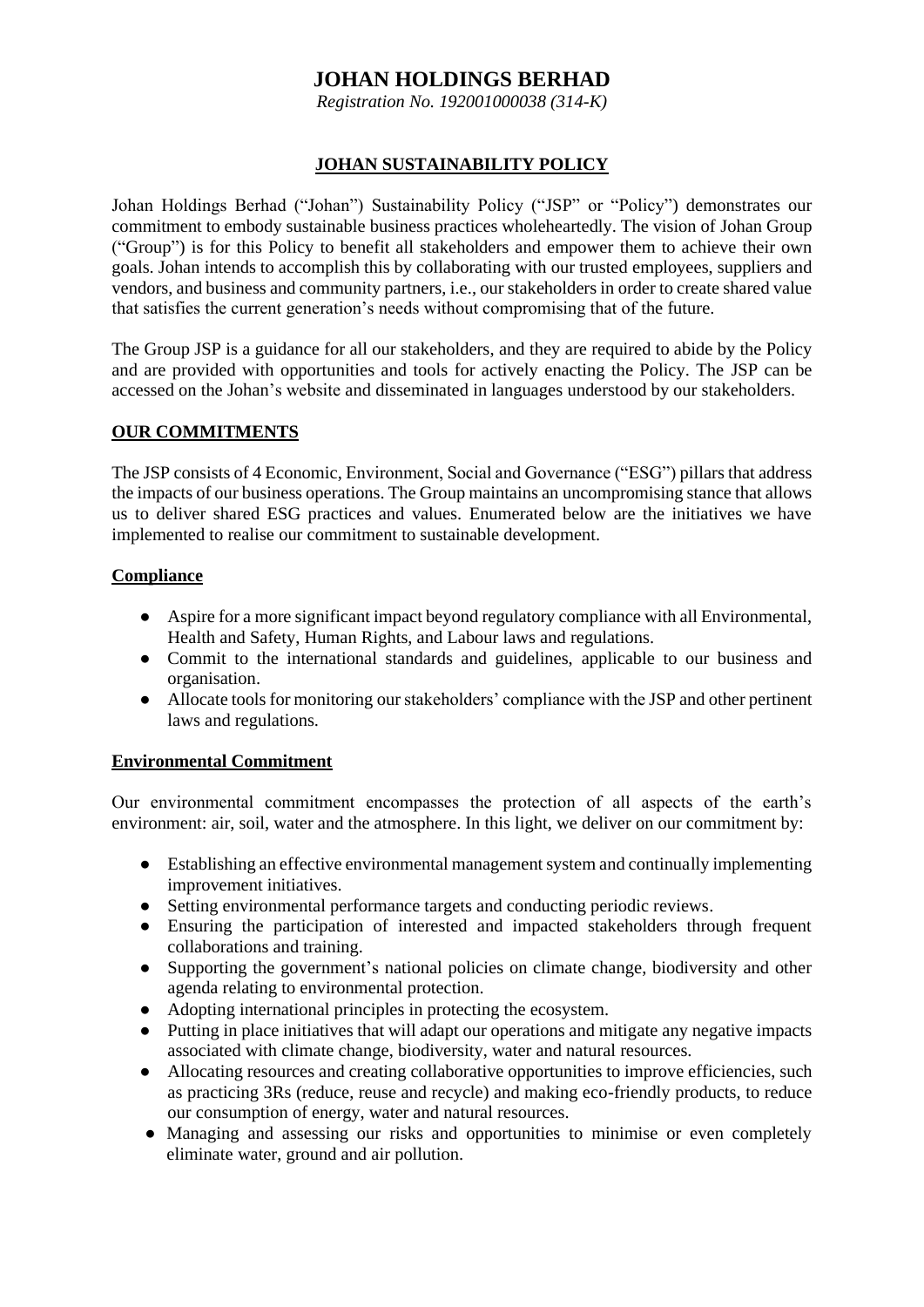# JOHAN HOLDINGS BERHAD

*Registration No. 192001000038 (314-K)*

## JOHAN SUSTAINABILITY POLICY

Johan Holdings Berhad ("Johan") Sustainability Policy ("JSP" or "Policy") demonstrates our commitment to embody sustainable business practices wholeheartedly. The vision of Johan Group ("Group") is for this Policy to benefit all stakeholders and empower them to achieve their own goals. Johan intends to accomplish this by collaborating with our trusted employees, suppliers and vendors, and business and community partners, i.e., our stakeholders in order to create shared value that satisfies the current generation's needs without compromising that of the future.

The Group JSP is a guidance for all our stakeholders, and they are required to abide by the Policy and are provided with opportunities and tools for actively enacting the Policy. The JSP can be accessed on the Johan's website and disseminated in languages understood by our stakeholders.

### OUR COMMITMENTS

The JSP consists of 4 Economic, Environment, Social and Governance ("ESG") pillars that address the impacts of our business operations. The Group maintains an uncompromising stance that allows us to deliver shared ESG practices and values. Enumerated below are the initiatives we have implemented to realise our commitment to sustainable development.

#### Compliance

- Aspire for a more significant impact beyond regulatory compliance with all Environmental, Health and Safety, Human Rights, and Labour laws and regulations.
- Commit to the international standards and guidelines, applicable to our business and organisation.
- Allocate tools for monitoring our stakeholders' compliance with the JSP and other pertinent laws and regulations.

#### Environmental Commitment

Our environmental commitment encompasses the protection of all aspects of the earth's environment: air, soil, water and the atmosphere. In this light, we deliver on our commitment by:

- Establishing an effective environmental management system and continually implementing improvement initiatives.
- Setting environmental performance targets and conducting periodic reviews.
- Ensuring the participation of interested and impacted stakeholders through frequent collaborations and training.
- Supporting the government's national policies on climate change, biodiversity and other agenda relating to environmental protection.
- Adopting international principles in protecting the ecosystem.
- Putting in place initiatives that will adapt our operations and mitigate any negative impacts associated with climate change, biodiversity, water and natural resources.
- Allocating resources and creating collaborative opportunities to improve efficiencies, such as practicing 3Rs (reduce, reuse and recycle) and making eco-friendly products, to reduce our consumption of energy, water and natural resources.
- Managing and assessing our risks and opportunities to minimise or even completely eliminate water, ground and air pollution.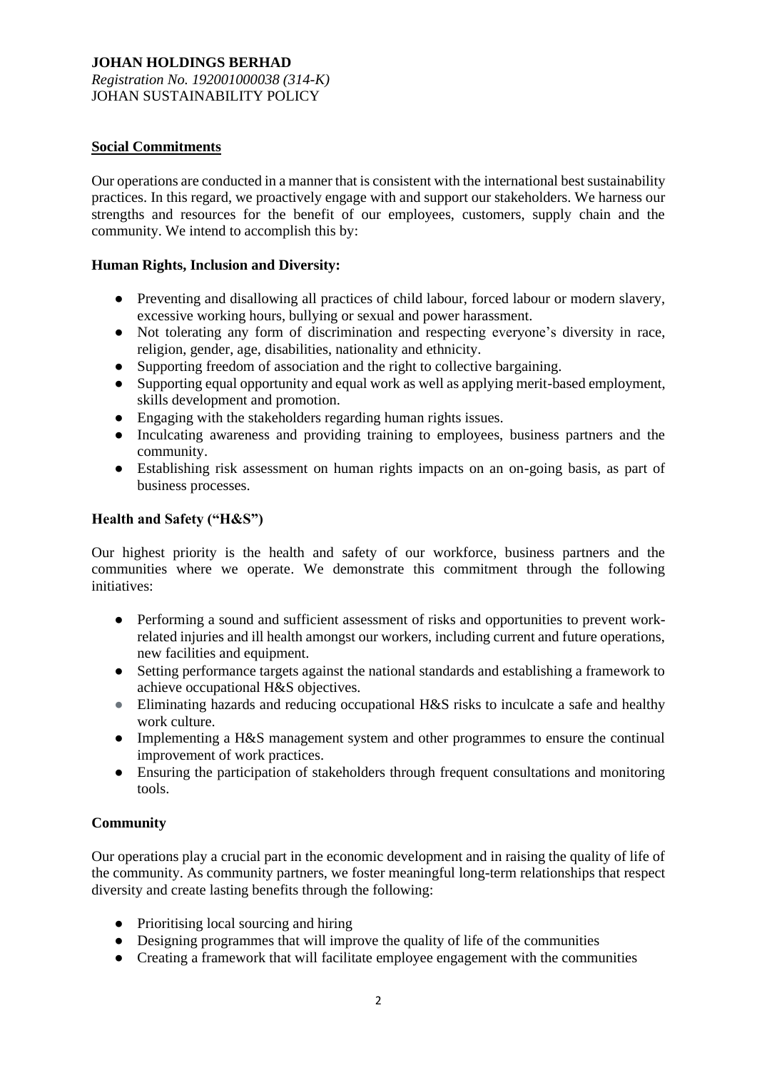## Social Commitments

Our operations are conducted in a manner that is consistent with the international best sustainability practices. In this regard, we proactively engage with and support our stakeholders. We harness our strengths and resources for the benefit of our employees, customers, supply chain and the community. We intend to accomplish this by:

### Human Rights, Inclusion and Diversity:

- Preventing and disallowing all practices of child labour, forced labour or modern slavery, excessive working hours, bullying or sexual and power harassment.
- Not tolerating any form of discrimination and respecting everyone's diversity in race, religion, gender, age, disabilities, nationality and ethnicity.
- Supporting freedom of association and the right to collective bargaining.
- Supporting equal opportunity and equal work as well as applying merit-based employment, skills development and promotion.
- Engaging with the stakeholders regarding human rights issues.
- Inculcating awareness and providing training to employees, business partners and the community.
- Establishing risk assessment on human rights impacts on an on-going basis, as part of business processes.

### Health and Safety ("H&S")

Our highest priority is the health and safety of our workforce, business partners and the communities where we operate. We demonstrate this commitment through the following initiatives:

- Performing a sound and sufficient assessment of risks and opportunities to prevent work-related injuries and ill health amongst our workers, including current and future operations, new facilities and equipment.
- Setting performance targets against the national standards and establishing a framework to achieve occupational H&S objectives.
- Eliminating hazards and reducing occupational H&S risks to inculcate a safe and healthy work culture.
- Implementing a H&S management system and other programmes to ensure the continual improvement of work practices.
- Ensuring the participation of stakeholders through frequent consultations and monitoring tools.

### Community

Our operations play a crucial part in the economic development and in raising the quality of life of the community. As community partners, we foster meaningful long-term relationships that respect diversity and create lasting benefits through the following:

- Prioritising local sourcing and hiring
- Designing programmes that will improve the quality of life of the communities
- Creating a framework that will facilitate employee engagement with the communities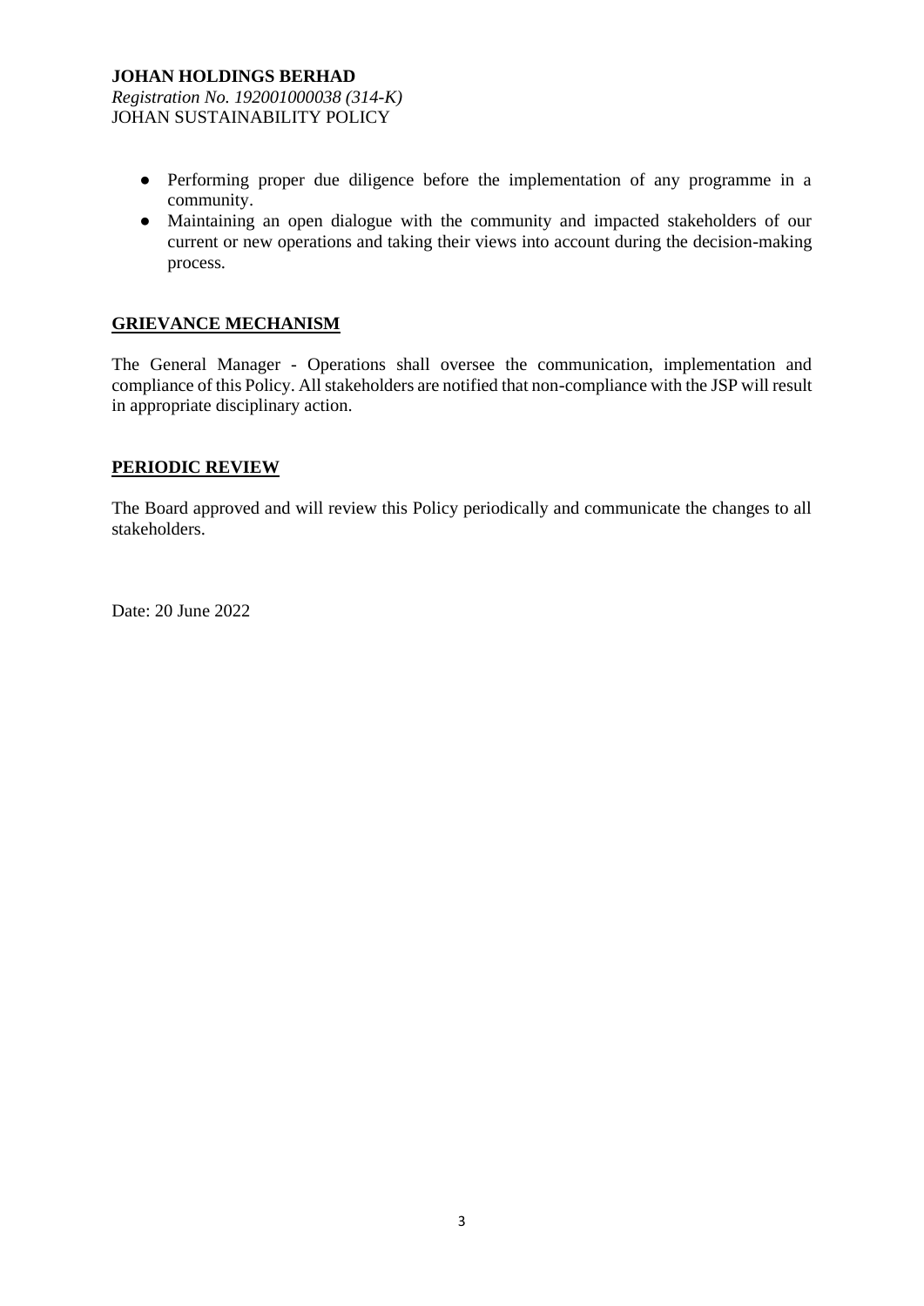- Performing proper due diligence before the implementation of any programme in a community.
- Maintaining an open dialogue with the community and impacted stakeholders of our current or new operations and taking their views into account during the decision-making process.

## GRIEVANCE MECHANISM

The General Manager - Operations shall oversee the communication, implementation and compliance of this Policy. All stakeholders are notified that non-compliance with the JSP will result in appropriate disciplinary action.

## PERIODIC REVIEW

The Board approved and will review this Policy periodically and communicate the changes to all stakeholders.

Date: 20 June 2022